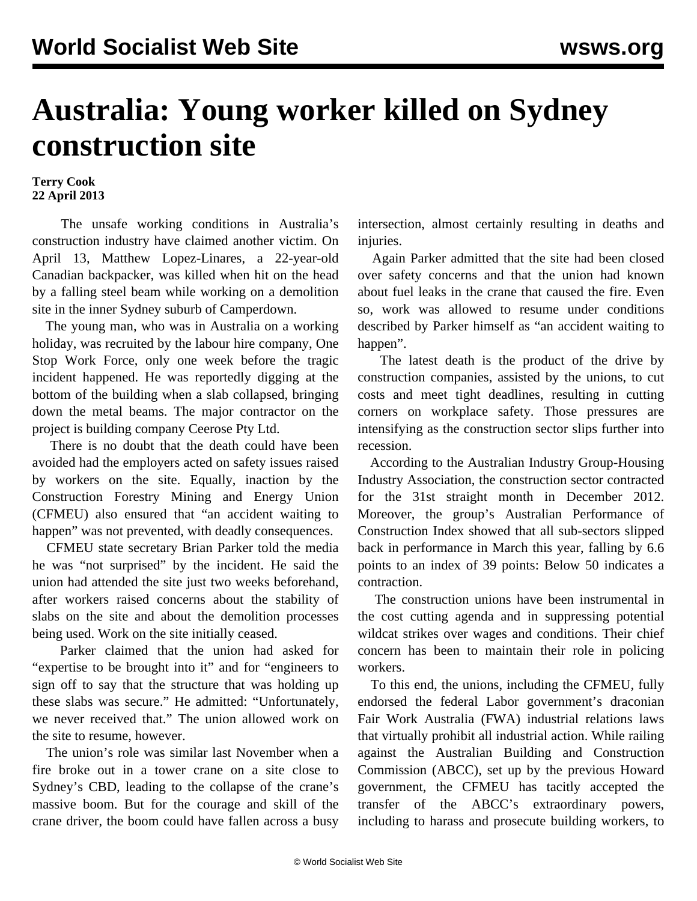# Australia: Young worker killed on Sydney construction site

**Terry Cook**
**22 April 2013**

The unsafe working conditions in Australia's construction industry have claimed another victim. On April 13, Matthew Lopez-Linares, a 22-year-old Canadian backpacker, was killed when hit on the head by a falling steel beam while working on a demolition site in the inner Sydney suburb of Camperdown.

The young man, who was in Australia on a working holiday, was recruited by the labour hire company, One Stop Work Force, only one week before the tragic incident happened. He was reportedly digging at the bottom of the building when a slab collapsed, bringing down the metal beams. The major contractor on the project is building company Ceerose Pty Ltd.

There is no doubt that the death could have been avoided had the employers acted on safety issues raised by workers on the site. Equally, inaction by the Construction Forestry Mining and Energy Union (CFMEU) also ensured that "an accident waiting to happen" was not prevented, with deadly consequences.

CFMEU state secretary Brian Parker told the media he was "not surprised" by the incident. He said the union had attended the site just two weeks beforehand, after workers raised concerns about the stability of slabs on the site and about the demolition processes being used. Work on the site initially ceased.

Parker claimed that the union had asked for "expertise to be brought into it" and for "engineers to sign off to say that the structure that was holding up these slabs was secure." He admitted: "Unfortunately, we never received that." The union allowed work on the site to resume, however.

The union's role was similar last November when a fire broke out in a tower crane on a site close to Sydney's CBD, leading to the collapse of the crane's massive boom. But for the courage and skill of the crane driver, the boom could have fallen across a busy intersection, almost certainly resulting in deaths and injuries.

Again Parker admitted that the site had been closed over safety concerns and that the union had known about fuel leaks in the crane that caused the fire. Even so, work was allowed to resume under conditions described by Parker himself as "an accident waiting to happen".

The latest death is the product of the drive by construction companies, assisted by the unions, to cut costs and meet tight deadlines, resulting in cutting corners on workplace safety. Those pressures are intensifying as the construction sector slips further into recession.

According to the Australian Industry Group-Housing Industry Association, the construction sector contracted for the 31st straight month in December 2012. Moreover, the group's Australian Performance of Construction Index showed that all sub-sectors slipped back in performance in March this year, falling by 6.6 points to an index of 39 points: Below 50 indicates a contraction.

The construction unions have been instrumental in the cost cutting agenda and in suppressing potential wildcat strikes over wages and conditions. Their chief concern has been to maintain their role in policing workers.

To this end, the unions, including the CFMEU, fully endorsed the federal Labor government's draconian Fair Work Australia (FWA) industrial relations laws that virtually prohibit all industrial action. While railing against the Australian Building and Construction Commission (ABCC), set up by the previous Howard government, the CFMEU has tacitly accepted the transfer of the ABCC's extraordinary powers, including to harass and prosecute building workers, to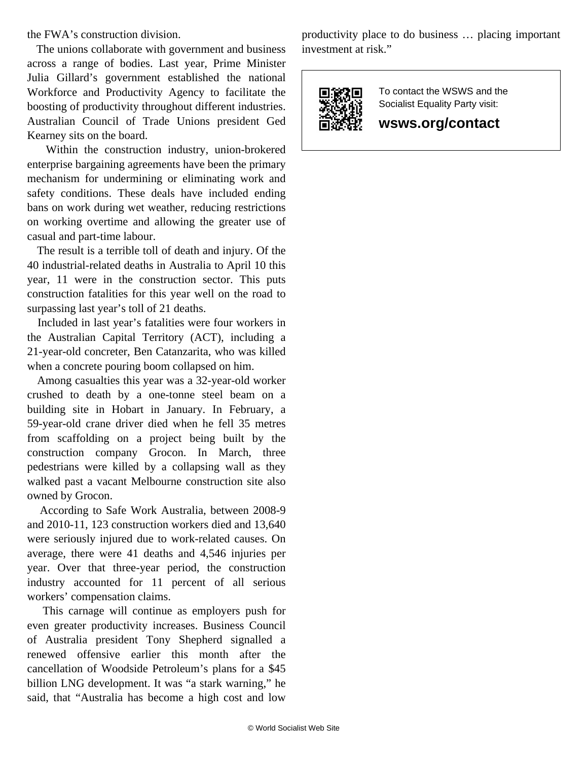the FWA's construction division.

The unions collaborate with government and business across a range of bodies. Last year, Prime Minister Julia Gillard's government established the national Workforce and Productivity Agency to facilitate the boosting of productivity throughout different industries. Australian Council of Trade Unions president Ged Kearney sits on the board.

Within the construction industry, union-brokered enterprise bargaining agreements have been the primary mechanism for undermining or eliminating work and safety conditions. These deals have included ending bans on work during wet weather, reducing restrictions on working overtime and allowing the greater use of casual and part-time labour.

The result is a terrible toll of death and injury. Of the 40 industrial-related deaths in Australia to April 10 this year, 11 were in the construction sector. This puts construction fatalities for this year well on the road to surpassing last year's toll of 21 deaths.

Included in last year's fatalities were four workers in the Australian Capital Territory (ACT), including a 21-year-old concreter, Ben Catanzarita, who was killed when a concrete pouring boom collapsed on him.

Among casualties this year was a 32-year-old worker crushed to death by a one-tonne steel beam on a building site in Hobart in January. In February, a 59-year-old crane driver died when he fell 35 metres from scaffolding on a project being built by the construction company Grocon. In March, three pedestrians were killed by a collapsing wall as they walked past a vacant Melbourne construction site also owned by Grocon.

According to Safe Work Australia, between 2008-9 and 2010-11, 123 construction workers died and 13,640 were seriously injured due to work-related causes. On average, there were 41 deaths and 4,546 injuries per year. Over that three-year period, the construction industry accounted for 11 percent of all serious workers' compensation claims.

This carnage will continue as employers push for even greater productivity increases. Business Council of Australia president Tony Shepherd signalled a renewed offensive earlier this month after the cancellation of Woodside Petroleum's plans for a $45 billion LNG development. It was "a stark warning," he said, that "Australia has become a high cost and low productivity place to do business … placing important investment at risk."

To contact the WSWS and the Socialist Equality Party visit:

**wsws.org/contact**